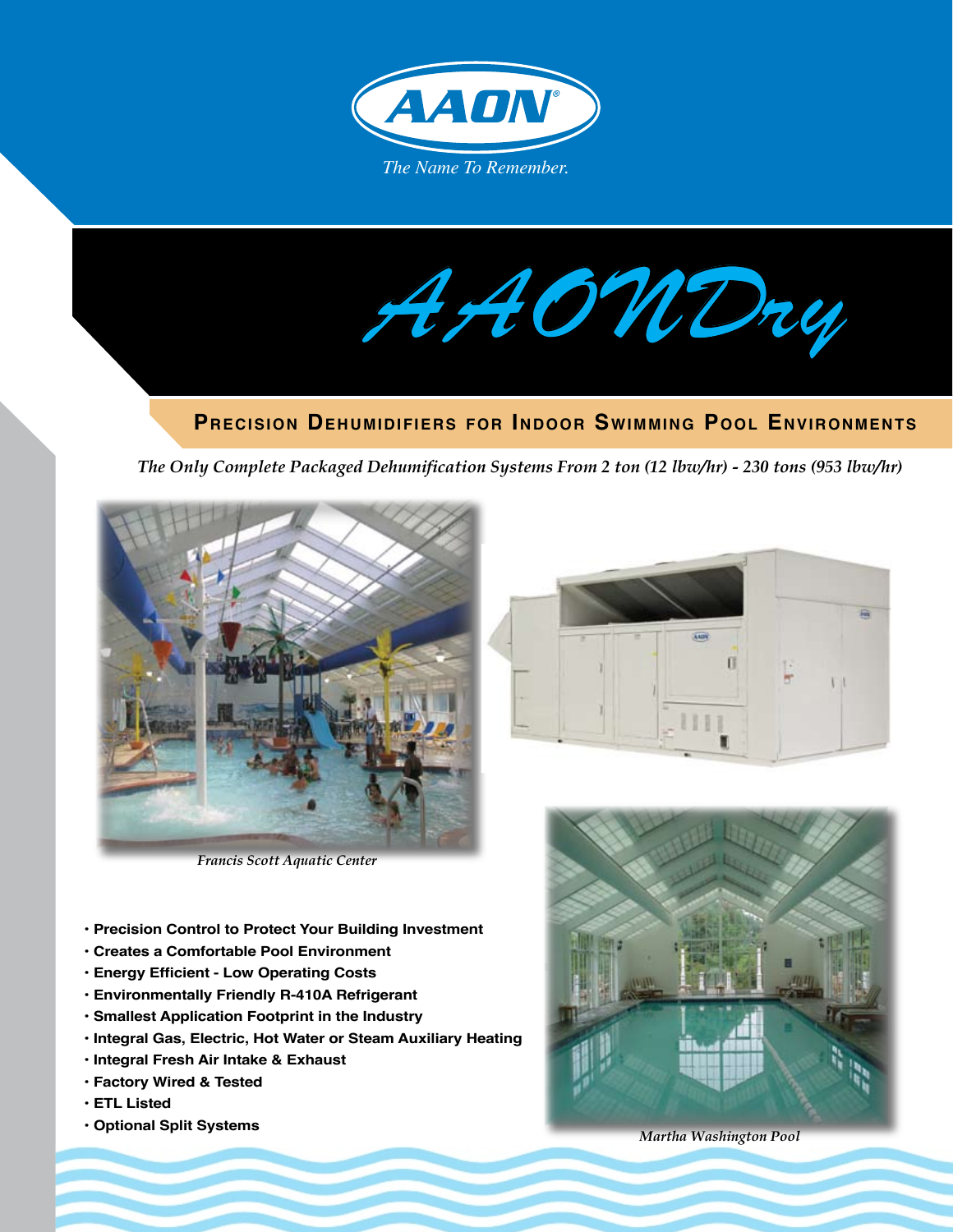AAON®

*The Name To Remember.*

# AAONDry

## Precision Dehumidifiers for Indoor Swimming Pool Environments

*The Only Complete Packaged Dehumification Systems From 2 ton (12 lbw/hr) - 230 tons (953 lbw/hr)*

*Francis Scott Aquatic Center*

- **Precision Control to Protect Your Building Investment**
- **Creates a Comfortable Pool Environment**
- **Energy Efficient - Low Operating Costs**
- **Environmentally Friendly R-410A Refrigerant**
- **Smallest Application Footprint in the Industry**
- **Integral Gas, Electric, Hot Water or Steam Auxiliary Heating**
- **Integral Fresh Air Intake & Exhaust**
- **Factory Wired & Tested**
- **ETL Listed**
- **Optional Split Systems**

*Martha Washington Pool*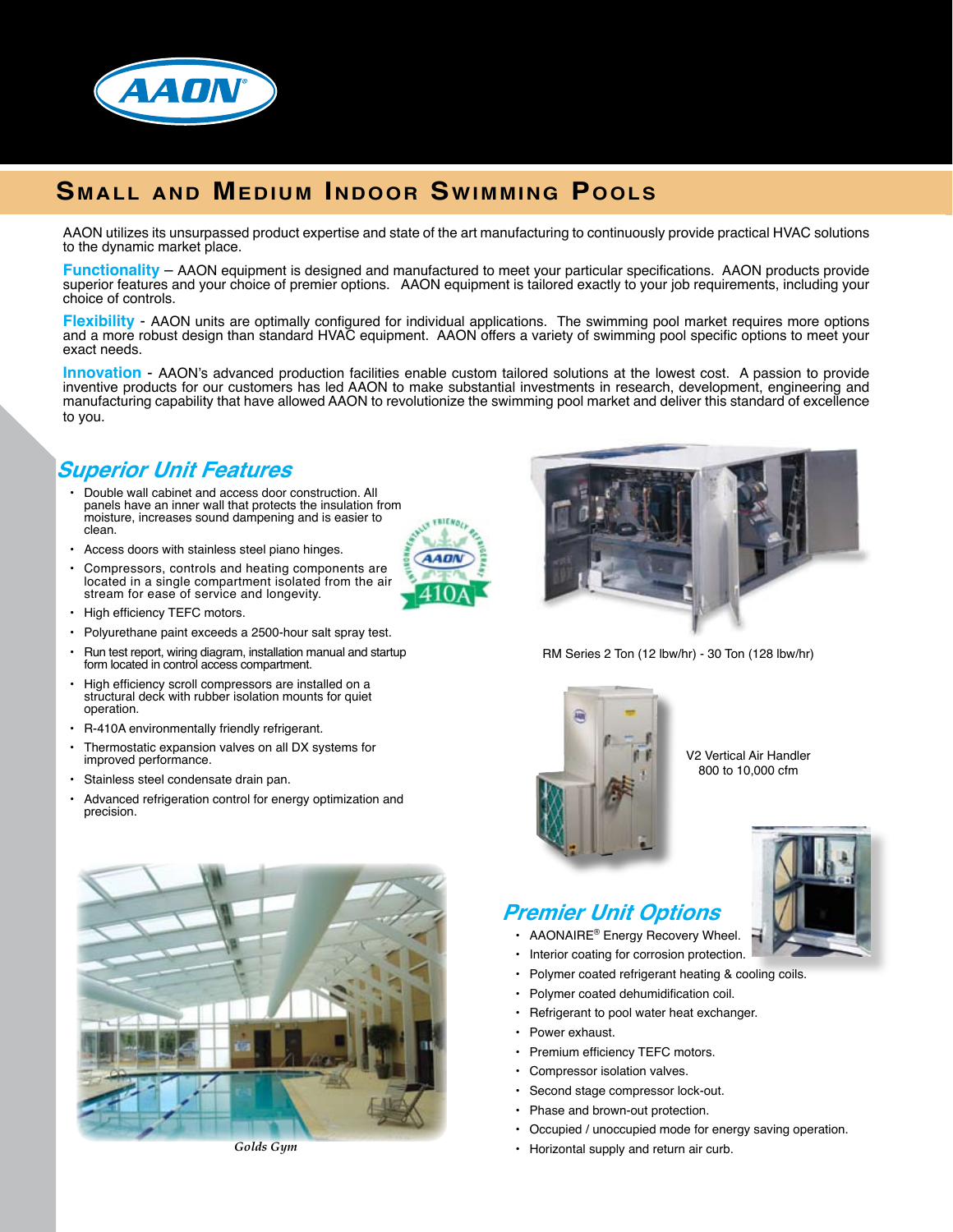# Small and Medium Indoor Swimming Pools

AAON utilizes its unsurpassed product expertise and state of the art manufacturing to continuously provide practical HVAC solutions to the dynamic market place.

**Functionality** – AAON equipment is designed and manufactured to meet your particular specifications. AAON products provide superior features and your choice of premier options. AAON equipment is tailored exactly to your job requirements, including your choice of controls.

**Flexibility** - AAON units are optimally configured for individual applications. The swimming pool market requires more options and a more robust design than standard HVAC equipment. AAON offers a variety of swimming pool specific options to meet your exact needs.

**Innovation** - AAON's advanced production facilities enable custom tailored solutions at the lowest cost. A passion to provide inventive products for our customers has led AAON to make substantial investments in research, development, engineering and manufacturing capability that have allowed AAON to revolutionize the swimming pool market and deliver this standard of excellence to you.

## Superior Unit Features

- Double wall cabinet and access door construction. All panels have an inner wall that protects the insulation from moisture, increases sound dampening and is easier to clean.
- Access doors with stainless steel piano hinges.
- Compressors, controls and heating components are located in a single compartment isolated from the air stream for ease of service and longevity.
- High efficiency TEFC motors.
- Polyurethane paint exceeds a 2500-hour salt spray test.
- Run test report, wiring diagram, installation manual and startup form located in control access compartment.
- High efficiency scroll compressors are installed on a structural deck with rubber isolation mounts for quiet operation.
- R-410A environmentally friendly refrigerant.
- Thermostatic expansion valves on all DX systems for improved performance.
- Stainless steel condensate drain pan.
- Advanced refrigeration control for energy optimization and precision.

RM Series 2 Ton (12 lbw/hr) - 30 Ton (128 lbw/hr)

V2 Vertical Air Handler 800 to 10,000 cfm

*Golds Gym*

## Premier Unit Options

- AAONAIRE® Energy Recovery Wheel.
- Interior coating for corrosion protection.
- Polymer coated refrigerant heating & cooling coils.
- Polymer coated dehumidification coil.
- Refrigerant to pool water heat exchanger.
- Power exhaust.
- Premium efficiency TEFC motors.
- Compressor isolation valves.
- Second stage compressor lock-out.
- Phase and brown-out protection.
- Occupied / unoccupied mode for energy saving operation.
- Horizontal supply and return air curb.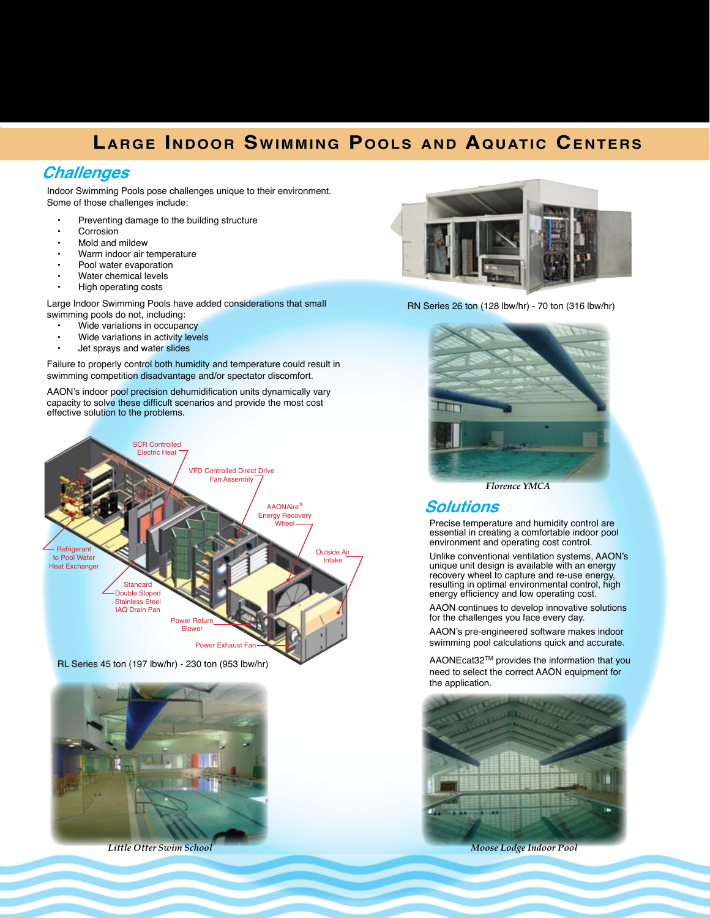# Large Indoor Swimming Pools and Aquatic Centers

## Challenges

Indoor Swimming Pools pose challenges unique to their environment. Some of those challenges include:

- Preventing damage to the building structure
- Corrosion
- Mold and mildew
- Warm indoor air temperature
- Pool water evaporation
- Water chemical levels
- High operating costs

Large Indoor Swimming Pools have added considerations that small swimming pools do not, including:

- Wide variations in occupancy
- Wide variations in activity levels
- Jet sprays and water slides

Failure to properly control both humidity and temperature could result in swimming competition disadvantage and/or spectator discomfort.

AAON's indoor pool precision dehumidification units dynamically vary capacity to solve these difficult scenarios and provide the most cost effective solution to the problems.

SCR Controlled Electric Heat

VFD Controlled Direct Drive Fan Assembly

AAONAire® Energy Recovery Wheel

Refrigerant to Pool Water Heat Exchanger

Outside Air Intake

Standard Double Sloped Stainless Steel IAQ Drain Pan

Power Return Blower

Power Exhaust Fan

RL Series 45 ton (197 lbw/hr) - 230 ton (953 lbw/hr)

*Little Otter Swim School*

RN Series 26 ton (128 lbw/hr) - 70 ton (316 lbw/hr)

*Florence YMCA*

## Solutions

Precise temperature and humidity control are essential in creating a comfortable indoor pool environment and operating cost control.

Unlike conventional ventilation systems, AAON's unique unit design is available with an energy recovery wheel to capture and re-use energy, resulting in optimal environmental control, high energy efficiency and low operating cost.

AAON continues to develop innovative solutions for the challenges you face every day.

AAON's pre-engineered software makes indoor swimming pool calculations quick and accurate.

AAONEcat32™ provides the information that you need to select the correct AAON equipment for the application.

*Moose Lodge Indoor Pool*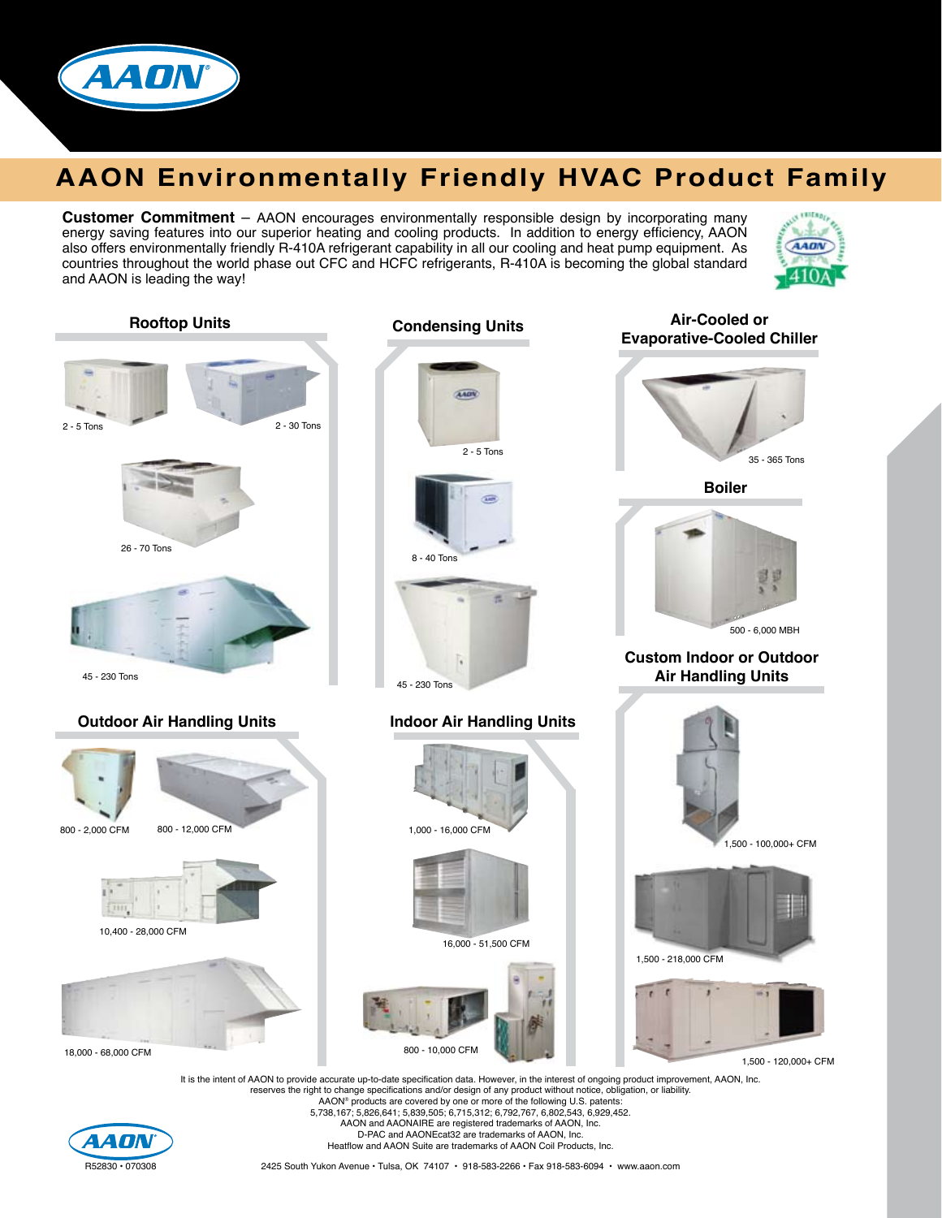# AAON Environmentally Friendly HVAC Product Family

**Customer Commitment** – AAON encourages environmentally responsible design by incorporating many energy saving features into our superior heating and cooling products. In addition to energy efficiency, AAON also offers environmentally friendly R-410A refrigerant capability in all our cooling and heat pump equipment. As countries throughout the world phase out CFC and HCFC refrigerants, R-410A is becoming the global standard and AAON is leading the way!

### Rooftop Units

2 - 5 Tons

2 - 30 Tons

26 - 70 Tons

45 - 230 Tons

### Condensing Units

2 - 5 Tons

8 - 40 Tons

45 - 230 Tons

### Air-Cooled or Evaporative-Cooled Chiller

35 - 365 Tons

### Boiler

500 - 6,000 MBH

### Custom Indoor or Outdoor Air Handling Units

1,500 - 100,000+ CFM

1,500 - 218,000 CFM

1,500 - 120,000+ CFM

### Outdoor Air Handling Units

800 - 2,000 CFM

800 - 12,000 CFM

10,400 - 28,000 CFM

18,000 - 68,000 CFM

### Indoor Air Handling Units

1,000 - 16,000 CFM

16,000 - 51,500 CFM

800 - 10,000 CFM

It is the intent of AAON to provide accurate up-to-date specification data. However, in the interest of ongoing product improvement, AAON, Inc. reserves the right to change specifications and/or design of any product without notice, obligation, or liability.
AAON® products are covered by one or more of the following U.S. patents:
5,738,167; 5,826,641; 5,839,505; 6,715,312; 6,792,767, 6,802,543, 6,929,452.
AAON and AAONAIRE are registered trademarks of AAON, Inc.
D-PAC and AAONEcat32 are trademarks of AAON, Inc.
Heatflow and AAON Suite are trademarks of AAON Coil Products, Inc.

R52830 • 070308

2425 South Yukon Avenue • Tulsa, OK 74107 • 918-583-2266 • Fax 918-583-6094 • www.aaon.com